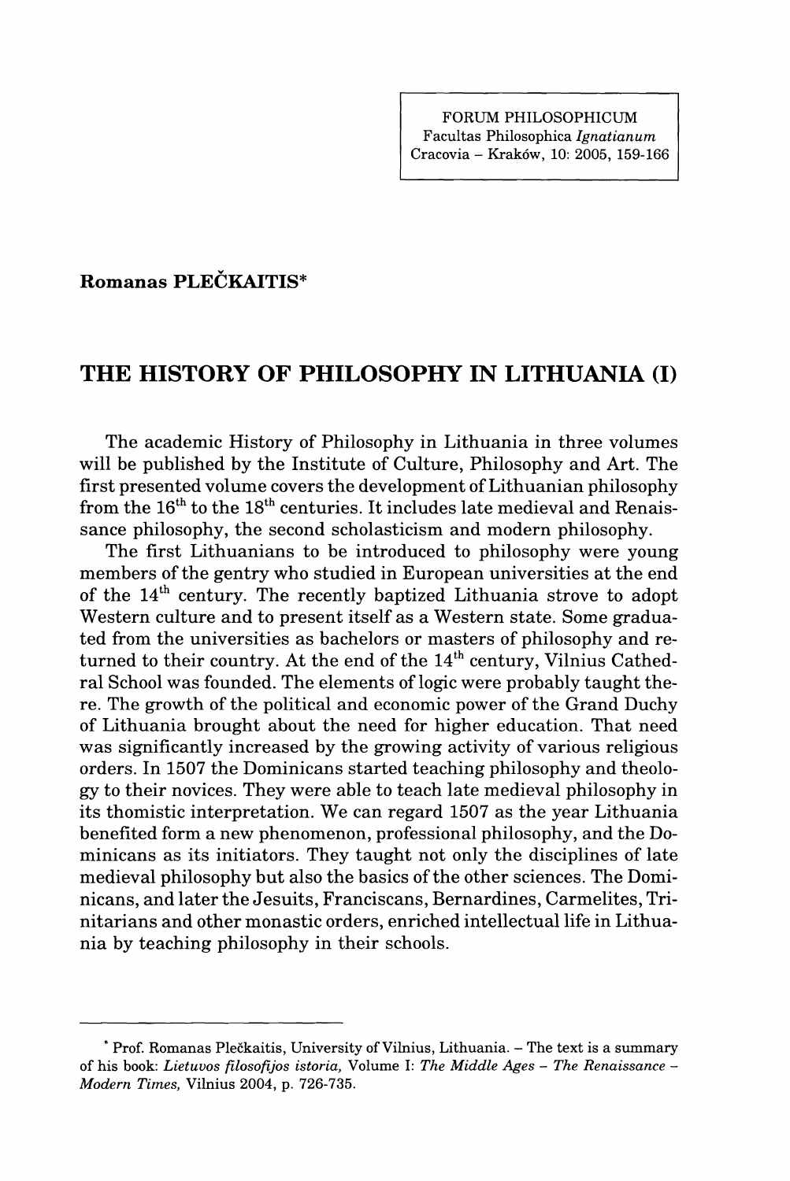**Romanas PLEČKAITIS***

# THE HISTORY OF PHILOSOPHY IN LITHUANIA (I)

The academic History of Philosophy in Lithuania in three volumes will be published by the Institute of Culture, Philosophy and Art. The first presented volume covers the development of Lithuanian philosophy from the 16th to the 18th centuries. It includes late medieval and Renaissance philosophy, the second scholasticism and modern philosophy.

The first Lithuanians to be introduced to philosophy were young members of the gentry who studied in European universities at the end of the 14th century. The recently baptized Lithuania strove to adopt Western culture and to present itself as a Western state. Some graduated from the universities as bachelors or masters of philosophy and returned to their country. At the end of the 14th century, Vilnius Cathedral School was founded. The elements of logic were probably taught there. The growth of the political and economic power of the Grand Duchy of Lithuania brought about the need for higher education. That need was significantly increased by the growing activity of various religious orders. In 1507 the Dominicans started teaching philosophy and theology to their novices. They were able to teach late medieval philosophy in its thomistic interpretation. We can regard 1507 as the year Lithuania benefited form a new phenomenon, professional philosophy, and the Dominicans as its initiators. They taught not only the disciplines of late medieval philosophy but also the basics of the other sciences. The Dominicans, and later the Jesuits, Franciscans, Bernardines, Carmelites, Trinitarians and other monastic orders, enriched intellectual life in Lithuania by teaching philosophy in their schools.

---

* Prof. Romanas Plečkaitis, University of Vilnius, Lithuania. – The text is a summary of his book: *Lietuvos filosofijos istoria,* Volume I: *The Middle Ages – The Renaissance – Modern Times,* Vilnius 2004, p. 726-735.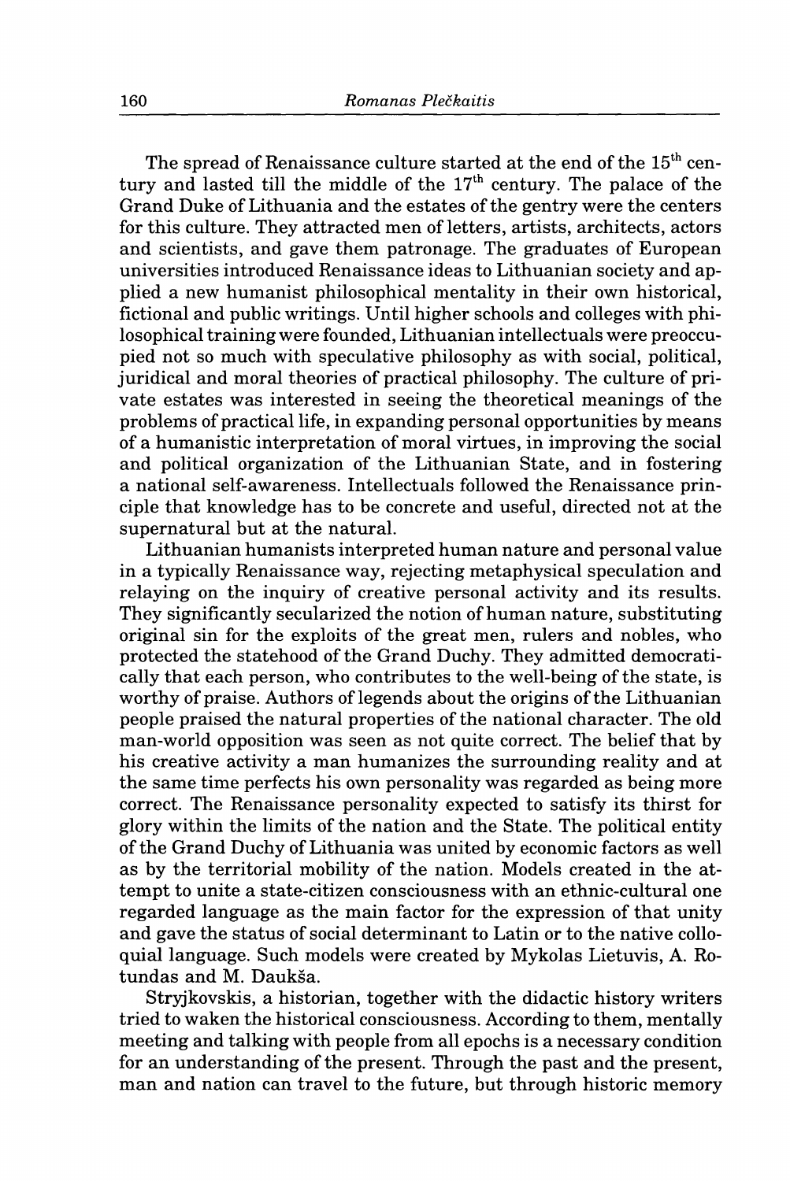The spread of Renaissance culture started at the end of the 15th century and lasted till the middle of the 17th century. The palace of the Grand Duke of Lithuania and the estates of the gentry were the centers for this culture. They attracted men of letters, artists, architects, actors and scientists, and gave them patronage. The graduates of European universities introduced Renaissance ideas to Lithuanian society and applied a new humanist philosophical mentality in their own historical, fictional and public writings. Until higher schools and colleges with philosophical training were founded, Lithuanian intellectuals were preoccupied not so much with speculative philosophy as with social, political, juridical and moral theories of practical philosophy. The culture of private estates was interested in seeing the theoretical meanings of the problems of practical life, in expanding personal opportunities by means of a humanistic interpretation of moral virtues, in improving the social and political organization of the Lithuanian State, and in fostering a national self-awareness. Intellectuals followed the Renaissance principle that knowledge has to be concrete and useful, directed not at the supernatural but at the natural.

Lithuanian humanists interpreted human nature and personal value in a typically Renaissance way, rejecting metaphysical speculation and relaying on the inquiry of creative personal activity and its results. They significantly secularized the notion of human nature, substituting original sin for the exploits of the great men, rulers and nobles, who protected the statehood of the Grand Duchy. They admitted democratically that each person, who contributes to the well-being of the state, is worthy of praise. Authors of legends about the origins of the Lithuanian people praised the natural properties of the national character. The old man-world opposition was seen as not quite correct. The belief that by his creative activity a man humanizes the surrounding reality and at the same time perfects his own personality was regarded as being more correct. The Renaissance personality expected to satisfy its thirst for glory within the limits of the nation and the State. The political entity of the Grand Duchy of Lithuania was united by economic factors as well as by the territorial mobility of the nation. Models created in the attempt to unite a state-citizen consciousness with an ethnic-cultural one regarded language as the main factor for the expression of that unity and gave the status of social determinant to Latin or to the native colloquial language. Such models were created by Mykolas Lietuvis, A. Rotundas and M. Daukša.

Stryjkovskis, a historian, together with the didactic history writers tried to waken the historical consciousness. According to them, mentally meeting and talking with people from all epochs is a necessary condition for an understanding of the present. Through the past and the present, man and nation can travel to the future, but through historic memory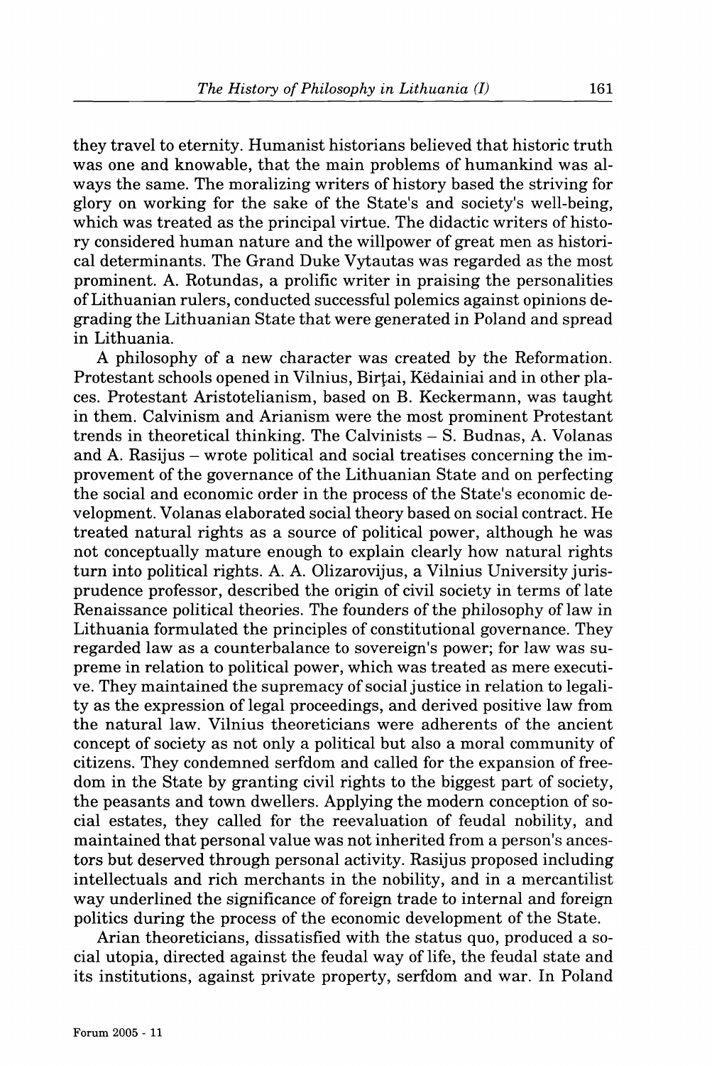they travel to eternity. Humanist historians believed that historic truth was one and knowable, that the main problems of humankind was always the same. The moralizing writers of history based the striving for glory on working for the sake of the State's and society's well-being, which was treated as the principal virtue. The didactic writers of history considered human nature and the willpower of great men as historical determinants. The Grand Duke Vytautas was regarded as the most prominent. A. Rotundas, a prolific writer in praising the personalities of Lithuanian rulers, conducted successful polemics against opinions degrading the Lithuanian State that were generated in Poland and spread in Lithuania.

A philosophy of a new character was created by the Reformation. Protestant schools opened in Vilnius, Birţai, Kėdainiai and in other places. Protestant Aristotelianism, based on B. Keckermann, was taught in them. Calvinism and Arianism were the most prominent Protestant trends in theoretical thinking. The Calvinists – S. Budnas, A. Volanas and A. Rasijus – wrote political and social treatises concerning the improvement of the governance of the Lithuanian State and on perfecting the social and economic order in the process of the State's economic development. Volanas elaborated social theory based on social contract. He treated natural rights as a source of political power, although he was not conceptually mature enough to explain clearly how natural rights turn into political rights. A. A. Olizarovijus, a Vilnius University jurisprudence professor, described the origin of civil society in terms of late Renaissance political theories. The founders of the philosophy of law in Lithuania formulated the principles of constitutional governance. They regarded law as a counterbalance to sovereign's power; for law was supreme in relation to political power, which was treated as mere executive. They maintained the supremacy of social justice in relation to legality as the expression of legal proceedings, and derived positive law from the natural law. Vilnius theoreticians were adherents of the ancient concept of society as not only a political but also a moral community of citizens. They condemned serfdom and called for the expansion of freedom in the State by granting civil rights to the biggest part of society, the peasants and town dwellers. Applying the modern conception of social estates, they called for the reevaluation of feudal nobility, and maintained that personal value was not inherited from a person's ancestors but deserved through personal activity. Rasijus proposed including intellectuals and rich merchants in the nobility, and in a mercantilist way underlined the significance of foreign trade to internal and foreign politics during the process of the economic development of the State.

Arian theoreticians, dissatisfied with the status quo, produced a social utopia, directed against the feudal way of life, the feudal state and its institutions, against private property, serfdom and war. In Poland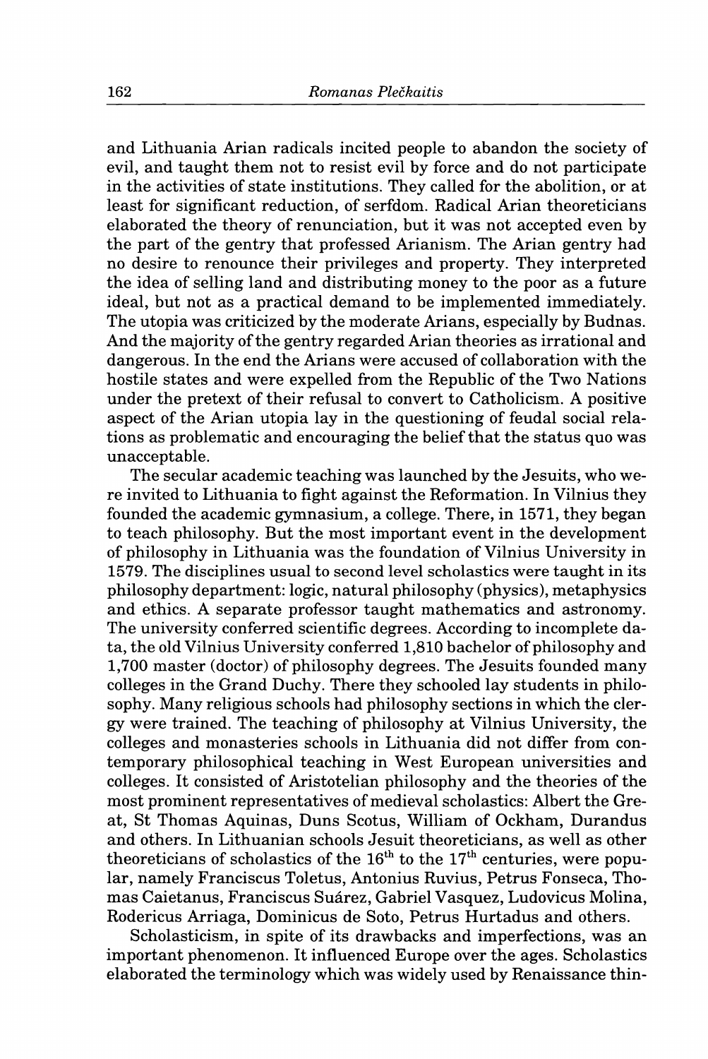and Lithuania Arian radicals incited people to abandon the society of evil, and taught them not to resist evil by force and do not participate in the activities of state institutions. They called for the abolition, or at least for significant reduction, of serfdom. Radical Arian theoreticians elaborated the theory of renunciation, but it was not accepted even by the part of the gentry that professed Arianism. The Arian gentry had no desire to renounce their privileges and property. They interpreted the idea of selling land and distributing money to the poor as a future ideal, but not as a practical demand to be implemented immediately. The utopia was criticized by the moderate Arians, especially by Budnas. And the majority of the gentry regarded Arian theories as irrational and dangerous. In the end the Arians were accused of collaboration with the hostile states and were expelled from the Republic of the Two Nations under the pretext of their refusal to convert to Catholicism. A positive aspect of the Arian utopia lay in the questioning of feudal social relations as problematic and encouraging the belief that the status quo was unacceptable.

The secular academic teaching was launched by the Jesuits, who were invited to Lithuania to fight against the Reformation. In Vilnius they founded the academic gymnasium, a college. There, in 1571, they began to teach philosophy. But the most important event in the development of philosophy in Lithuania was the foundation of Vilnius University in 1579. The disciplines usual to second level scholastics were taught in its philosophy department: logic, natural philosophy (physics), metaphysics and ethics. A separate professor taught mathematics and astronomy. The university conferred scientific degrees. According to incomplete data, the old Vilnius University conferred 1,810 bachelor of philosophy and 1,700 master (doctor) of philosophy degrees. The Jesuits founded many colleges in the Grand Duchy. There they schooled lay students in philosophy. Many religious schools had philosophy sections in which the clergy were trained. The teaching of philosophy at Vilnius University, the colleges and monasteries schools in Lithuania did not differ from contemporary philosophical teaching in West European universities and colleges. It consisted of Aristotelian philosophy and the theories of the most prominent representatives of medieval scholastics: Albert the Great, St Thomas Aquinas, Duns Scotus, William of Ockham, Durandus and others. In Lithuanian schools Jesuit theoreticians, as well as other theoreticians of scholastics of the 16th to the 17th centuries, were popular, namely Franciscus Toletus, Antonius Ruvius, Petrus Fonseca, Thomas Caietanus, Franciscus Suárez, Gabriel Vasquez, Ludovicus Molina, Rodericus Arriaga, Dominicus de Soto, Petrus Hurtadus and others.

Scholasticism, in spite of its drawbacks and imperfections, was an important phenomenon. It influenced Europe over the ages. Scholastics elaborated the terminology which was widely used by Renaissance thin-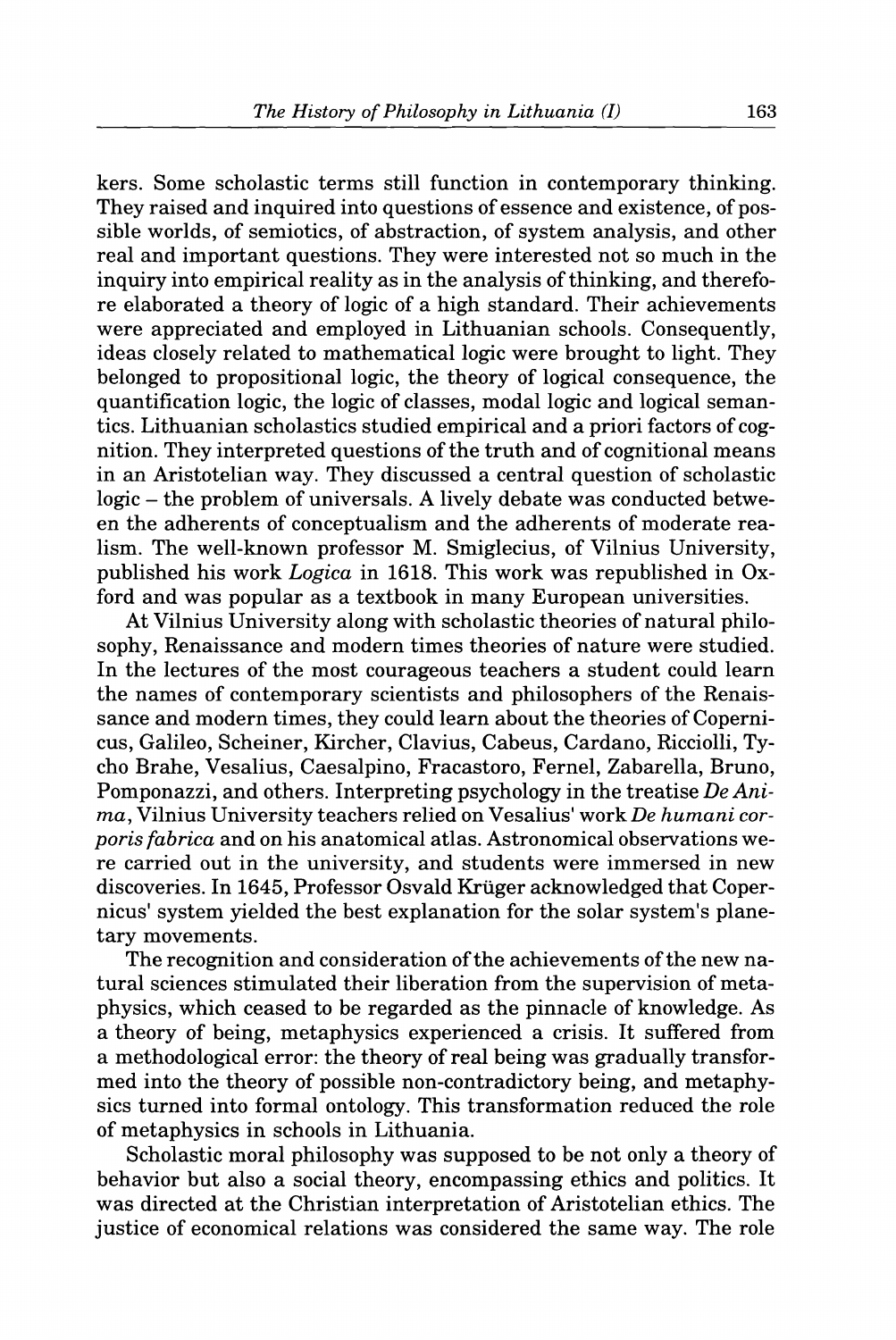kers. Some scholastic terms still function in contemporary thinking. They raised and inquired into questions of essence and existence, of possible worlds, of semiotics, of abstraction, of system analysis, and other real and important questions. They were interested not so much in the inquiry into empirical reality as in the analysis of thinking, and therefore elaborated a theory of logic of a high standard. Their achievements were appreciated and employed in Lithuanian schools. Consequently, ideas closely related to mathematical logic were brought to light. They belonged to propositional logic, the theory of logical consequence, the quantification logic, the logic of classes, modal logic and logical semantics. Lithuanian scholastics studied empirical and a priori factors of cognition. They interpreted questions of the truth and of cognitional means in an Aristotelian way. They discussed a central question of scholastic logic – the problem of universals. A lively debate was conducted between the adherents of conceptualism and the adherents of moderate realism. The well-known professor M. Smiglecius, of Vilnius University, published his work *Logica* in 1618. This work was republished in Oxford and was popular as a textbook in many European universities.

At Vilnius University along with scholastic theories of natural philosophy, Renaissance and modern times theories of nature were studied. In the lectures of the most courageous teachers a student could learn the names of contemporary scientists and philosophers of the Renaissance and modern times, they could learn about the theories of Copernicus, Galileo, Scheiner, Kircher, Clavius, Cabeus, Cardano, Ricciolli, Tycho Brahe, Vesalius, Caesalpino, Fracastoro, Fernel, Zabarella, Bruno, Pomponazzi, and others. Interpreting psychology in the treatise *De Anima*, Vilnius University teachers relied on Vesalius' work *De humani corporis fabrica* and on his anatomical atlas. Astronomical observations were carried out in the university, and students were immersed in new discoveries. In 1645, Professor Osvald Krüger acknowledged that Copernicus' system yielded the best explanation for the solar system's planetary movements.

The recognition and consideration of the achievements of the new natural sciences stimulated their liberation from the supervision of metaphysics, which ceased to be regarded as the pinnacle of knowledge. As a theory of being, metaphysics experienced a crisis. It suffered from a methodological error: the theory of real being was gradually transformed into the theory of possible non-contradictory being, and metaphysics turned into formal ontology. This transformation reduced the role of metaphysics in schools in Lithuania.

Scholastic moral philosophy was supposed to be not only a theory of behavior but also a social theory, encompassing ethics and politics. It was directed at the Christian interpretation of Aristotelian ethics. The justice of economical relations was considered the same way. The role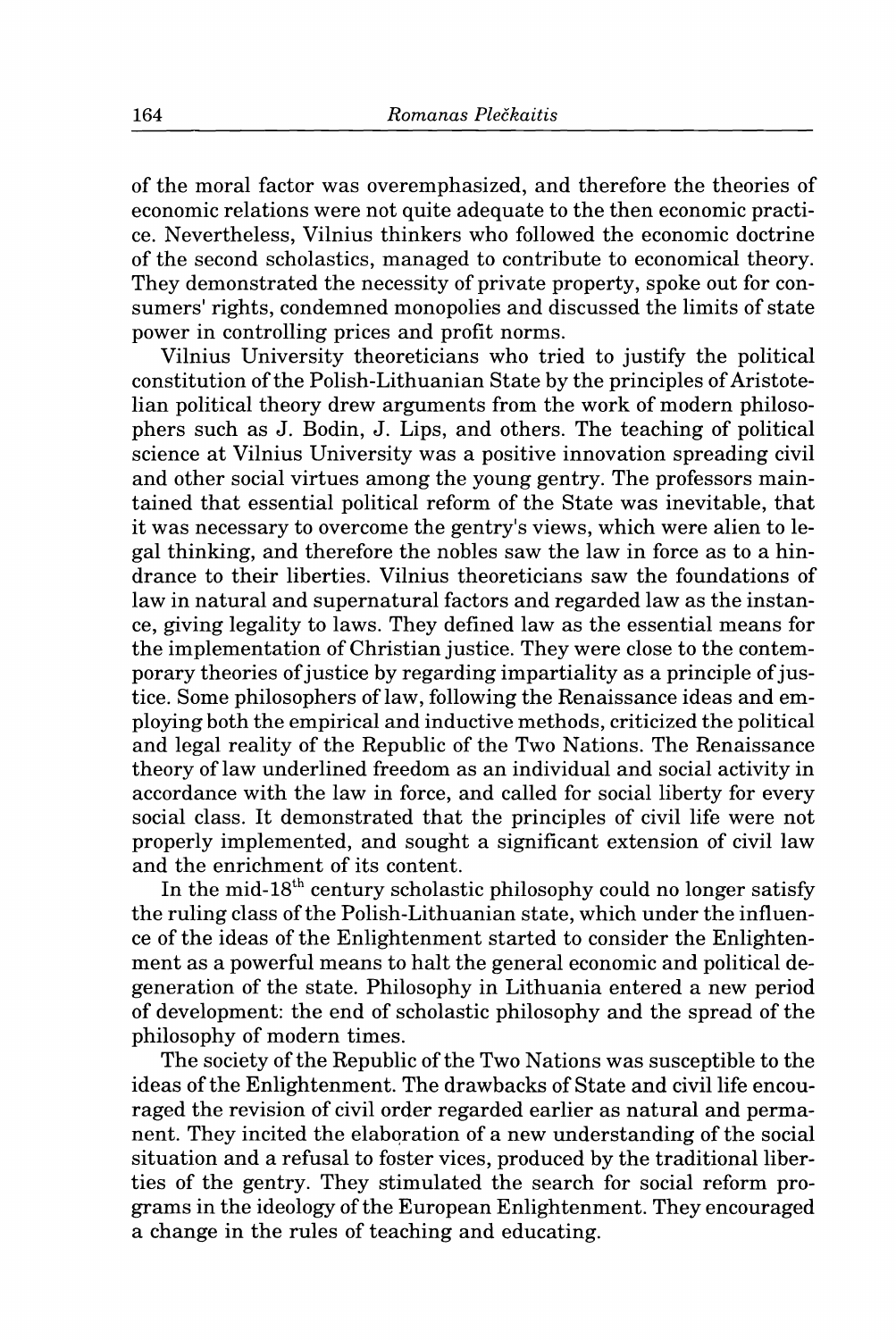of the moral factor was overemphasized, and therefore the theories of economic relations were not quite adequate to the then economic practice. Nevertheless, Vilnius thinkers who followed the economic doctrine of the second scholastics, managed to contribute to economical theory. They demonstrated the necessity of private property, spoke out for consumers' rights, condemned monopolies and discussed the limits of state power in controlling prices and profit norms.

Vilnius University theoreticians who tried to justify the political constitution of the Polish-Lithuanian State by the principles of Aristotelian political theory drew arguments from the work of modern philosophers such as J. Bodin, J. Lips, and others. The teaching of political science at Vilnius University was a positive innovation spreading civil and other social virtues among the young gentry. The professors maintained that essential political reform of the State was inevitable, that it was necessary to overcome the gentry's views, which were alien to legal thinking, and therefore the nobles saw the law in force as to a hindrance to their liberties. Vilnius theoreticians saw the foundations of law in natural and supernatural factors and regarded law as the instance, giving legality to laws. They defined law as the essential means for the implementation of Christian justice. They were close to the contemporary theories of justice by regarding impartiality as a principle of justice. Some philosophers of law, following the Renaissance ideas and employing both the empirical and inductive methods, criticized the political and legal reality of the Republic of the Two Nations. The Renaissance theory of law underlined freedom as an individual and social activity in accordance with the law in force, and called for social liberty for every social class. It demonstrated that the principles of civil life were not properly implemented, and sought a significant extension of civil law and the enrichment of its content.

In the mid-18th century scholastic philosophy could no longer satisfy the ruling class of the Polish-Lithuanian state, which under the influence of the ideas of the Enlightenment started to consider the Enlightenment as a powerful means to halt the general economic and political degeneration of the state. Philosophy in Lithuania entered a new period of development: the end of scholastic philosophy and the spread of the philosophy of modern times.

The society of the Republic of the Two Nations was susceptible to the ideas of the Enlightenment. The drawbacks of State and civil life encouraged the revision of civil order regarded earlier as natural and permanent. They incited the elaboration of a new understanding of the social situation and a refusal to foster vices, produced by the traditional liberties of the gentry. They stimulated the search for social reform programs in the ideology of the European Enlightenment. They encouraged a change in the rules of teaching and educating.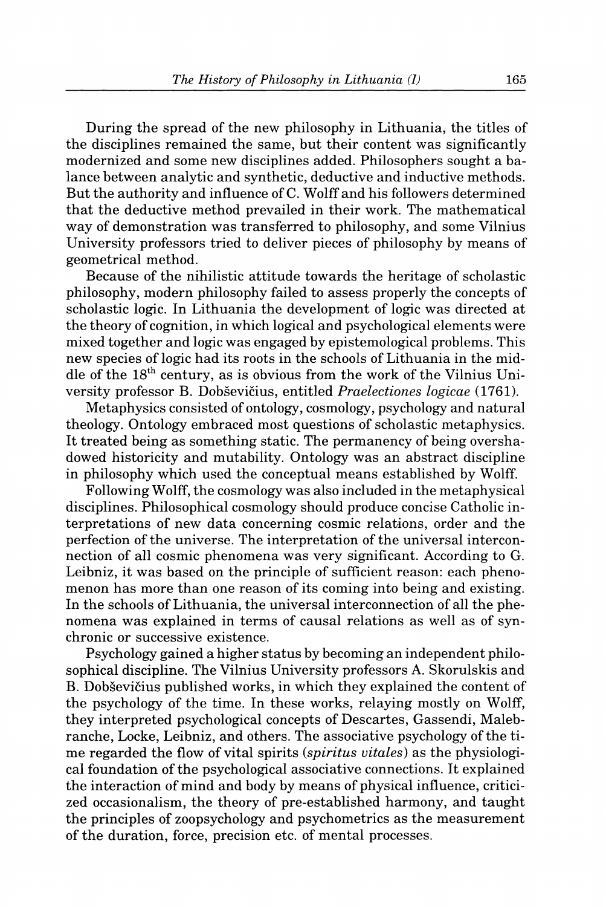During the spread of the new philosophy in Lithuania, the titles of the disciplines remained the same, but their content was significantly modernized and some new disciplines added. Philosophers sought a balance between analytic and synthetic, deductive and inductive methods. But the authority and influence of C. Wolff and his followers determined that the deductive method prevailed in their work. The mathematical way of demonstration was transferred to philosophy, and some Vilnius University professors tried to deliver pieces of philosophy by means of geometrical method.

Because of the nihilistic attitude towards the heritage of scholastic philosophy, modern philosophy failed to assess properly the concepts of scholastic logic. In Lithuania the development of logic was directed at the theory of cognition, in which logical and psychological elements were mixed together and logic was engaged by epistemological problems. This new species of logic had its roots in the schools of Lithuania in the middle of the 18th century, as is obvious from the work of the Vilnius University professor B. Dobševičius, entitled *Praelectiones logicae* (1761).

Metaphysics consisted of ontology, cosmology, psychology and natural theology. Ontology embraced most questions of scholastic metaphysics. It treated being as something static. The permanency of being overshadowed historicity and mutability. Ontology was an abstract discipline in philosophy which used the conceptual means established by Wolff.

Following Wolff, the cosmology was also included in the metaphysical disciplines. Philosophical cosmology should produce concise Catholic interpretations of new data concerning cosmic relations, order and the perfection of the universe. The interpretation of the universal interconnection of all cosmic phenomena was very significant. According to G. Leibniz, it was based on the principle of sufficient reason: each phenomenon has more than one reason of its coming into being and existing. In the schools of Lithuania, the universal interconnection of all the phenomena was explained in terms of causal relations as well as of synchronic or successive existence.

Psychology gained a higher status by becoming an independent philosophical discipline. The Vilnius University professors A. Skorulskis and B. Dobševičius published works, in which they explained the content of the psychology of the time. In these works, relaying mostly on Wolff, they interpreted psychological concepts of Descartes, Gassendi, Malebranche, Locke, Leibniz, and others. The associative psychology of the time regarded the flow of vital spirits (*spiritus vitales*) as the physiological foundation of the psychological associative connections. It explained the interaction of mind and body by means of physical influence, criticized occasionalism, the theory of pre-established harmony, and taught the principles of zoopsychology and psychometrics as the measurement of the duration, force, precision etc. of mental processes.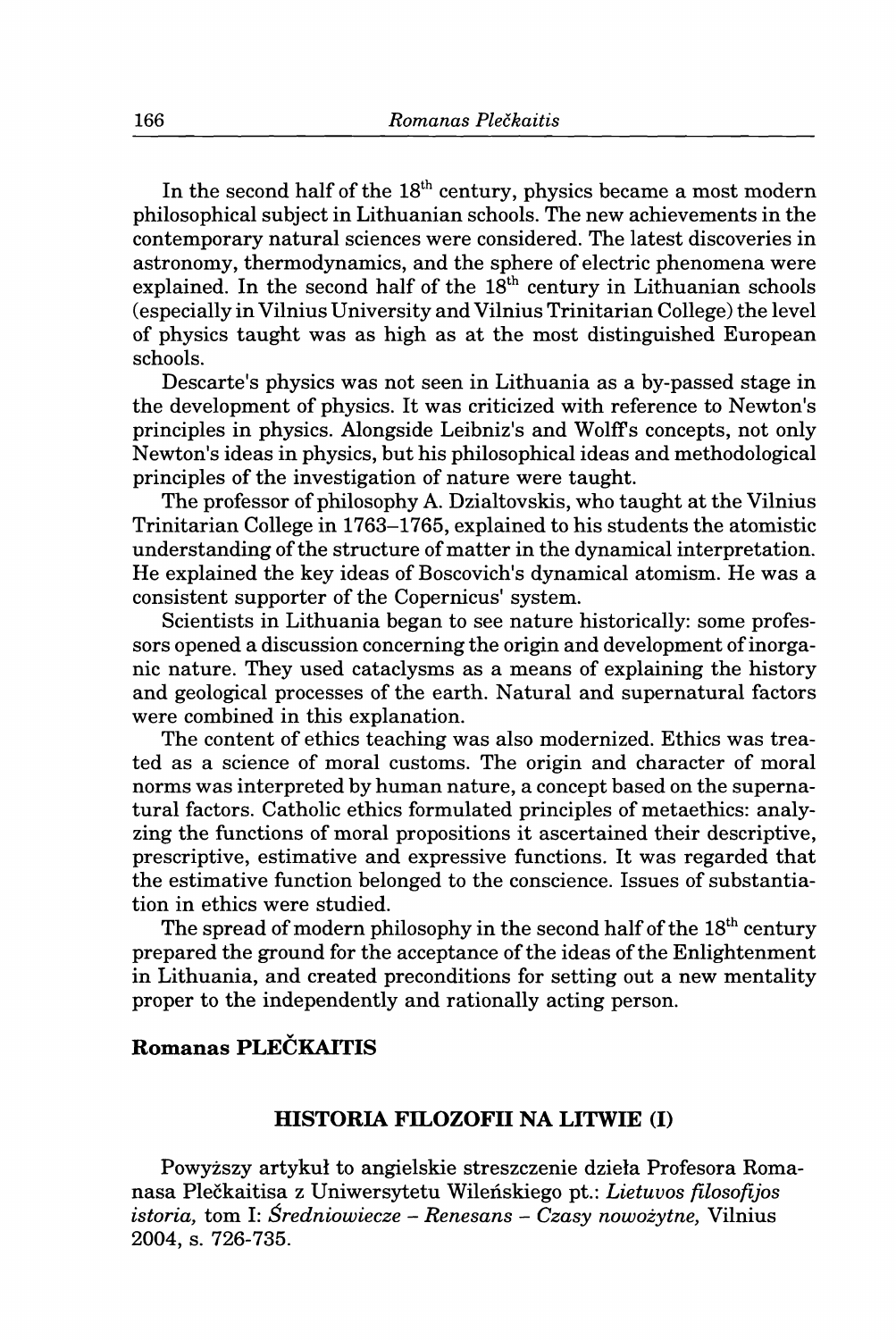In the second half of the 18th century, physics became a most modern philosophical subject in Lithuanian schools. The new achievements in the contemporary natural sciences were considered. The latest discoveries in astronomy, thermodynamics, and the sphere of electric phenomena were explained. In the second half of the 18th century in Lithuanian schools (especially in Vilnius University and Vilnius Trinitarian College) the level of physics taught was as high as at the most distinguished European schools.

Descarte's physics was not seen in Lithuania as a by-passed stage in the development of physics. It was criticized with reference to Newton's principles in physics. Alongside Leibniz's and Wolff's concepts, not only Newton's ideas in physics, but his philosophical ideas and methodological principles of the investigation of nature were taught.

The professor of philosophy A. Dzialtovskis, who taught at the Vilnius Trinitarian College in 1763–1765, explained to his students the atomistic understanding of the structure of matter in the dynamical interpretation. He explained the key ideas of Boscovich's dynamical atomism. He was a consistent supporter of the Copernicus' system.

Scientists in Lithuania began to see nature historically: some professors opened a discussion concerning the origin and development of inorganic nature. They used cataclysms as a means of explaining the history and geological processes of the earth. Natural and supernatural factors were combined in this explanation.

The content of ethics teaching was also modernized. Ethics was treated as a science of moral customs. The origin and character of moral norms was interpreted by human nature, a concept based on the supernatural factors. Catholic ethics formulated principles of metaethics: analyzing the functions of moral propositions it ascertained their descriptive, prescriptive, estimative and expressive functions. It was regarded that the estimative function belonged to the conscience. Issues of substantiation in ethics were studied.

The spread of modern philosophy in the second half of the 18th century prepared the ground for the acceptance of the ideas of the Enlightenment in Lithuania, and created preconditions for setting out a new mentality proper to the independently and rationally acting person.

**Romanas PLEČKAITIS**

## HISTORIA FILOZOFII NA LITWIE (I)

Powyższy artykuł to angielskie streszczenie dzieła Profesora Romanasa Plečkaitisa z Uniwersytetu Wileńskiego pt.: *Lietuvos filosofijos istoria,* tom I: *Średniowiecze – Renesans – Czasy nowożytne,* Vilnius 2004, s. 726-735.